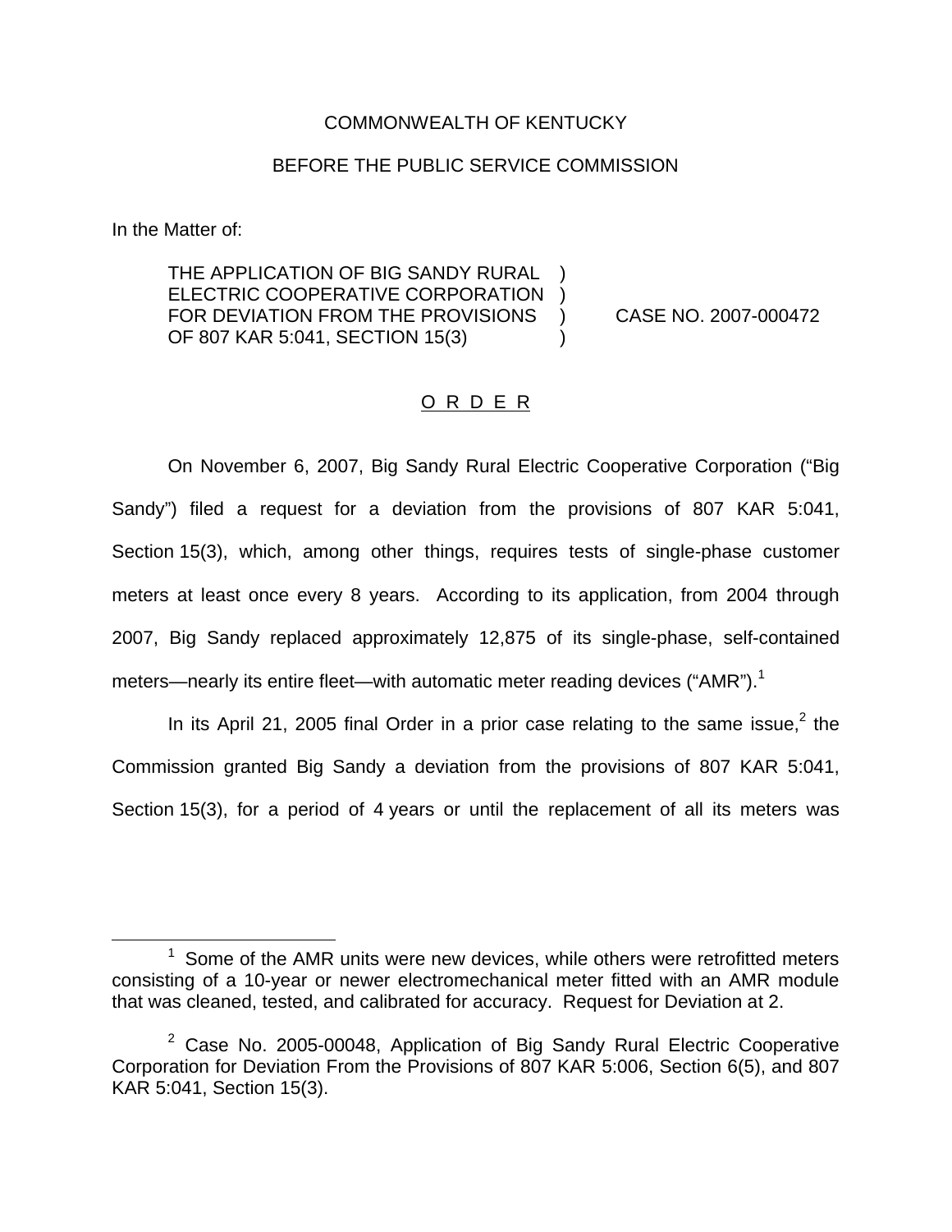COMMONWEALTH OF KENTUCKY

BEFORE THE PUBLIC SERVICE COMMISSION

In the Matter of:

THE APPLICATION OF BIG SANDY RURAL ELECTRIC COOPERATIVE CORPORATION FOR DEVIATION FROM THE PROVISIONS OF 807 KAR 5:041, SECTION 15(3) ) CASE NO. 2007-000472

O R D E R

On November 6, 2007, Big Sandy Rural Electric Cooperative Corporation ("Big Sandy") filed a request for a deviation from the provisions of 807 KAR 5:041, Section 15(3), which, among other things, requires tests of single-phase customer meters at least once every 8 years. According to its application, from 2004 through 2007, Big Sandy replaced approximately 12,875 of its single-phase, self-contained meters—nearly its entire fleet—with automatic meter reading devices ("AMR").[1]

In its April 21, 2005 final Order in a prior case relating to the same issue,[2] the Commission granted Big Sandy a deviation from the provisions of 807 KAR 5:041, Section 15(3), for a period of 4 years or until the replacement of all its meters was

---

[1] Some of the AMR units were new devices, while others were retrofitted meters consisting of a 10-year or newer electromechanical meter fitted with an AMR module that was cleaned, tested, and calibrated for accuracy. Request for Deviation at 2.

[2] Case No. 2005-00048, Application of Big Sandy Rural Electric Cooperative Corporation for Deviation From the Provisions of 807 KAR 5:006, Section 6(5), and 807 KAR 5:041, Section 15(3).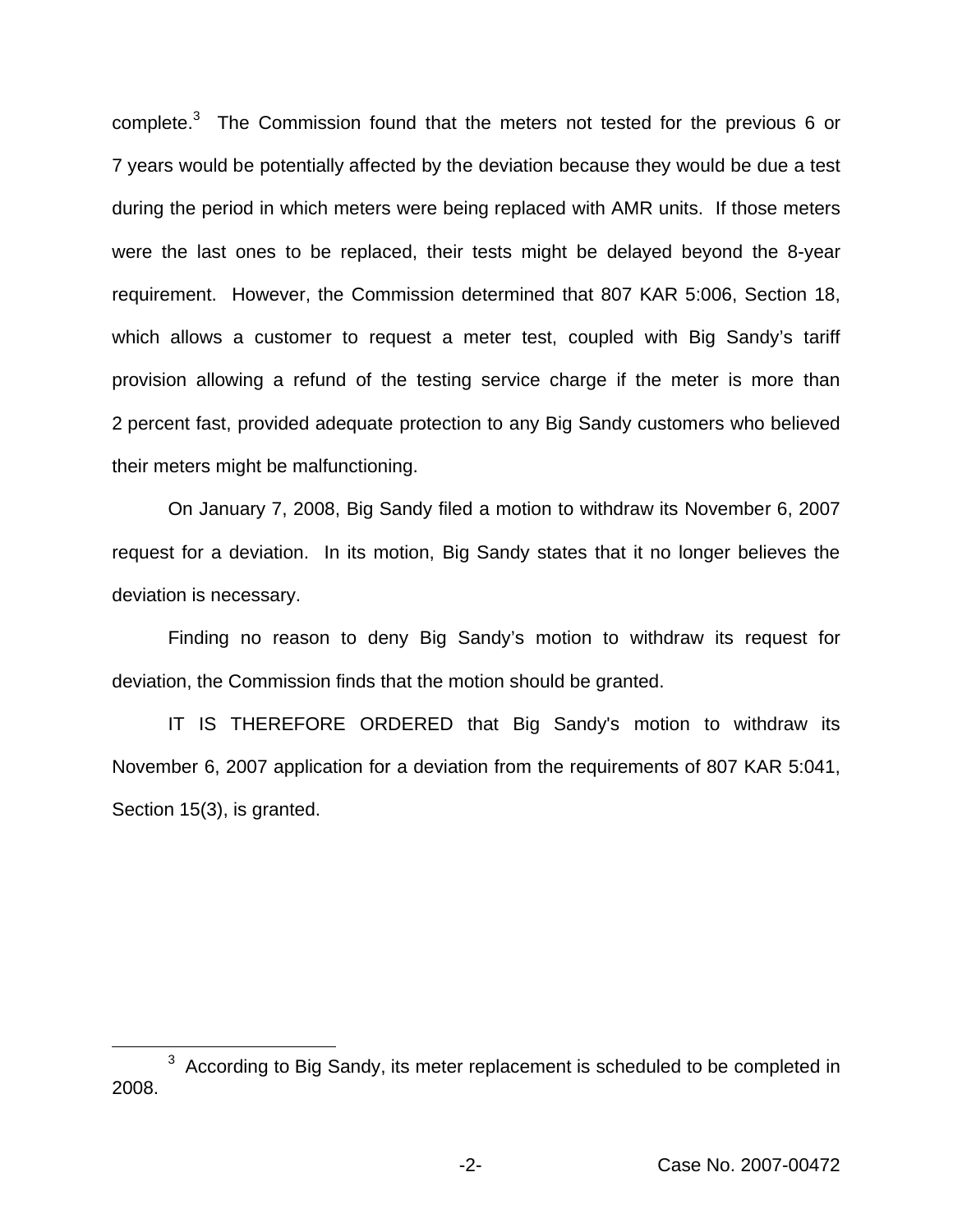complete.[3] The Commission found that the meters not tested for the previous 6 or 7 years would be potentially affected by the deviation because they would be due a test during the period in which meters were being replaced with AMR units. If those meters were the last ones to be replaced, their tests might be delayed beyond the 8-year requirement. However, the Commission determined that 807 KAR 5:006, Section 18, which allows a customer to request a meter test, coupled with Big Sandy's tariff provision allowing a refund of the testing service charge if the meter is more than 2 percent fast, provided adequate protection to any Big Sandy customers who believed their meters might be malfunctioning.

On January 7, 2008, Big Sandy filed a motion to withdraw its November 6, 2007 request for a deviation. In its motion, Big Sandy states that it no longer believes the deviation is necessary.

Finding no reason to deny Big Sandy's motion to withdraw its request for deviation, the Commission finds that the motion should be granted.

IT IS THEREFORE ORDERED that Big Sandy's motion to withdraw its November 6, 2007 application for a deviation from the requirements of 807 KAR 5:041, Section 15(3), is granted.

[3] According to Big Sandy, its meter replacement is scheduled to be completed in 2008.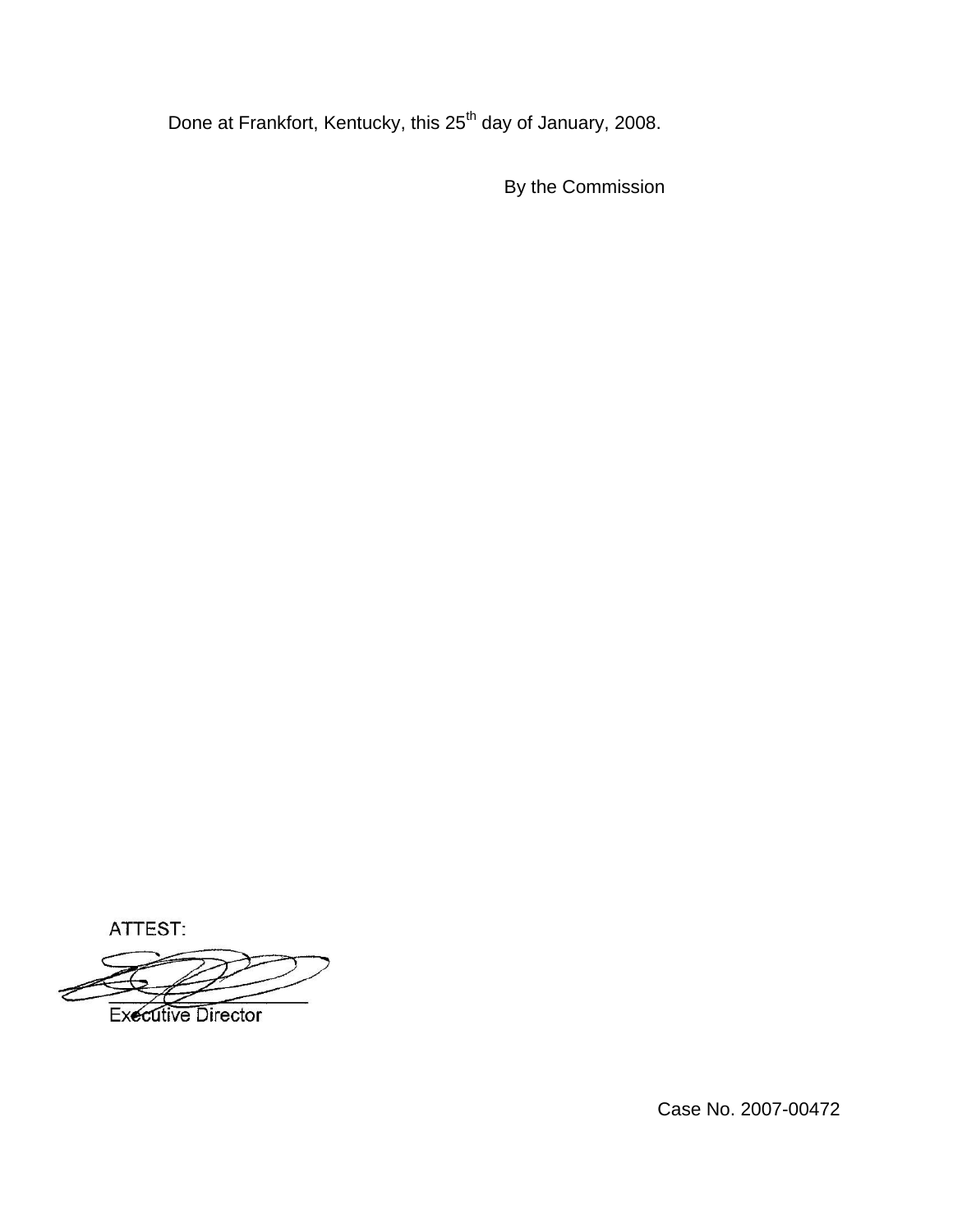Done at Frankfort, Kentucky, this 25th day of January, 2008.

By the Commission

ATTEST:

Executive Director

Case No. 2007-00472